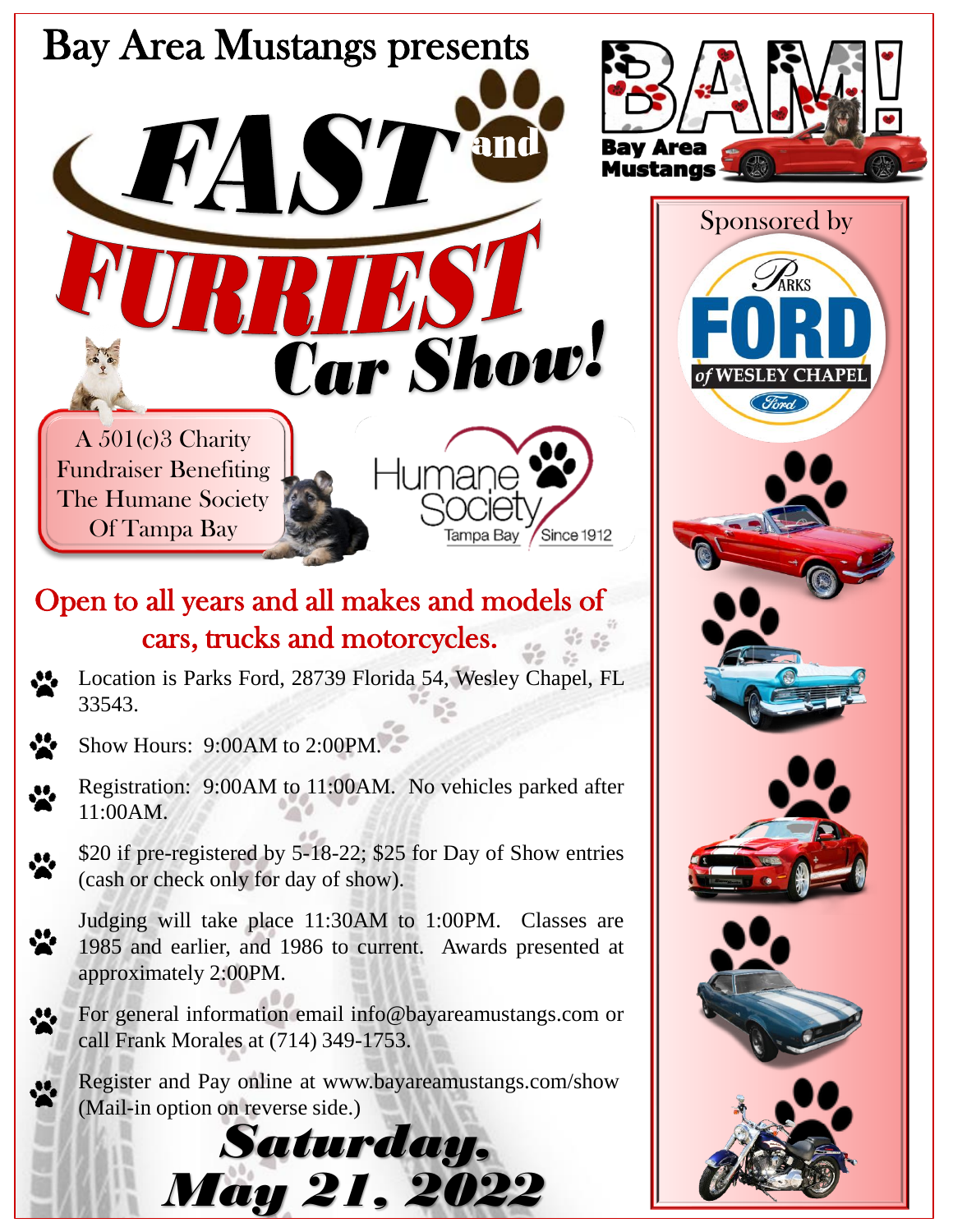Bay Area Mustangs presents

# FAST and FURRIEST Car Show!

BAM! Bay Area Mustangs

Sponsored by

Parks FORD of WESLEY CHAPEL

A 501(c)3 Charity Fundraiser Benefiting The Humane Society Of Tampa Bay

Humane Society Tampa Bay Since 1912

## Open to all years and all makes and models of cars, trucks and motorcycles.

- Location is Parks Ford, 28739 Florida 54, Wesley Chapel, FL 33543.
- Show Hours: 9:00AM to 2:00PM.
- Registration: 9:00AM to 11:00AM. No vehicles parked after 11:00AM.
- $20 if pre-registered by 5-18-22; $25 for Day of Show entries (cash or check only for day of show).
- Judging will take place 11:30AM to 1:00PM. Classes are 1985 and earlier, and 1986 to current. Awards presented at approximately 2:00PM.
- For general information email info@bayareamustangs.com or call Frank Morales at (714) 349-1753.
- Register and Pay online at www.bayareamustangs.com/show (Mail-in option on reverse side.)

## Saturday, May 21, 2022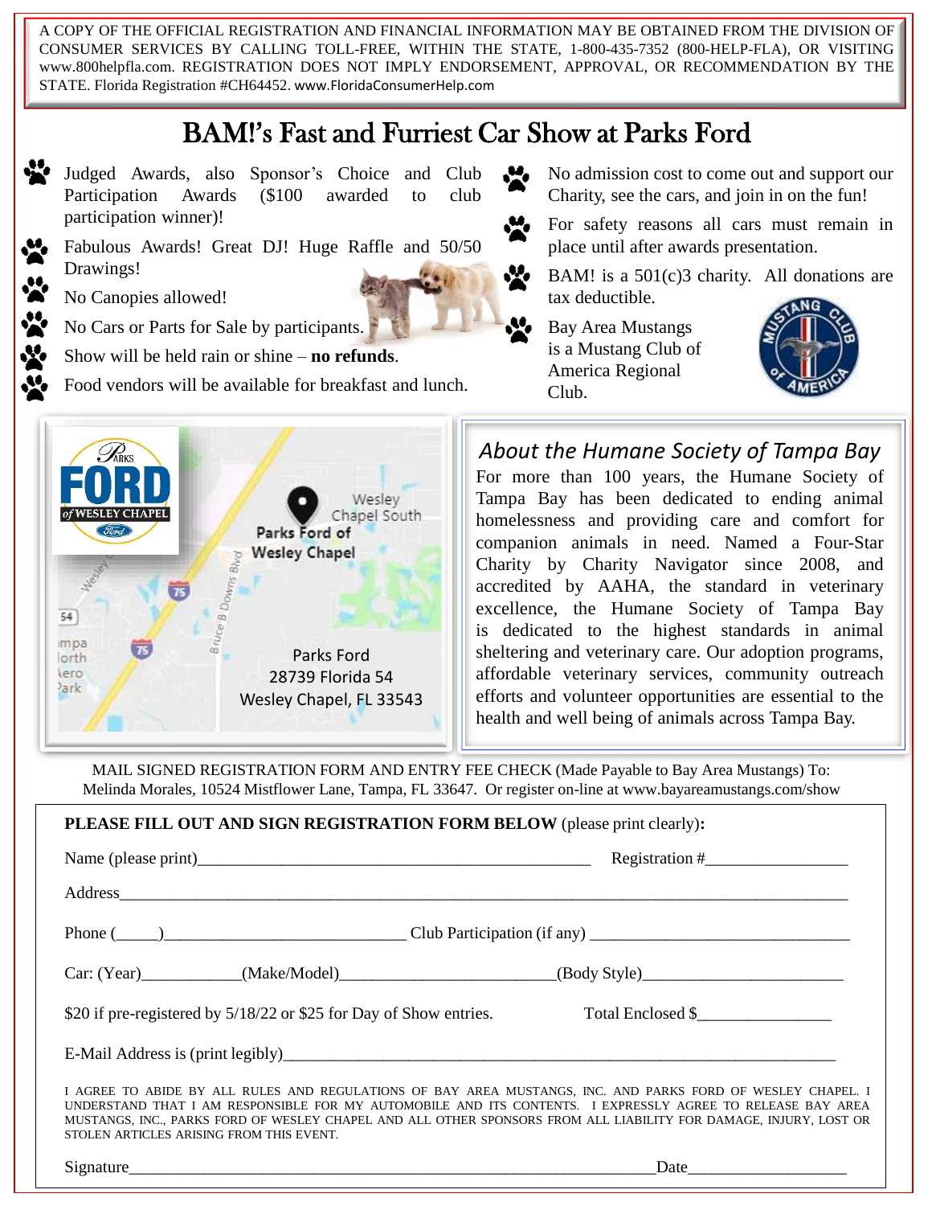A COPY OF THE OFFICIAL REGISTRATION AND FINANCIAL INFORMATION MAY BE OBTAINED FROM THE DIVISION OF CONSUMER SERVICES BY CALLING TOLL-FREE, WITHIN THE STATE, 1-800-435-7352 (800-HELP-FLA), OR VISITING www.800helpfla.com. REGISTRATION DOES NOT IMPLY ENDORSEMENT, APPROVAL, OR RECOMMENDATION BY THE STATE. Florida Registration #CH64452. www.FloridaConsumerHelp.com

# BAM!'s Fast and Furriest Car Show at Parks Ford

- Judged Awards, also Sponsor's Choice and Club Participation Awards ($100 awarded to club participation winner)!
- Fabulous Awards! Great DJ! Huge Raffle and 50/50 Drawings!
- No Canopies allowed!
- No Cars or Parts for Sale by participants.
- Show will be held rain or shine – **no refunds**.
- Food vendors will be available for breakfast and lunch.
- No admission cost to come out and support our Charity, see the cars, and join in on the fun!
- For safety reasons all cars must remain in place until after awards presentation.
- BAM! is a 501(c)3 charity. All donations are tax deductible.
- Bay Area Mustangs is a Mustang Club of America Regional Club.

Parks Ford
28739 Florida 54
Wesley Chapel, FL 33543

## *About the Humane Society of Tampa Bay*

For more than 100 years, the Humane Society of Tampa Bay has been dedicated to ending animal homelessness and providing care and comfort for companion animals in need. Named a Four-Star Charity by Charity Navigator since 2008, and accredited by AAHA, the standard in veterinary excellence, the Humane Society of Tampa Bay is dedicated to the highest standards in animal sheltering and veterinary care. Our adoption programs, affordable veterinary services, community outreach efforts and volunteer opportunities are essential to the health and well being of animals across Tampa Bay.

MAIL SIGNED REGISTRATION FORM AND ENTRY FEE CHECK (Made Payable to Bay Area Mustangs) To: Melinda Morales, 10524 Mistflower Lane, Tampa, FL 33647. Or register on-line at www.bayareamustangs.com/show

**PLEASE FILL OUT AND SIGN REGISTRATION FORM BELOW** (please print clearly)**:**

Name (please print)_______________________________ Registration #______________

Address________________________________________________________________

Phone (_____)_________________________ Club Participation (if any) ______________________

Car: (Year)__________(Make/Model)______________________(Body Style)____________________

$20 if pre-registered by 5/18/22 or $25 for Day of Show entries. Total Enclosed $______________

E-Mail Address is (print legibly)___________________________________________________

I AGREE TO ABIDE BY ALL RULES AND REGULATIONS OF BAY AREA MUSTANGS, INC. AND PARKS FORD OF WESLEY CHAPEL. I UNDERSTAND THAT I AM RESPONSIBLE FOR MY AUTOMOBILE AND ITS CONTENTS. I EXPRESSLY AGREE TO RELEASE BAY AREA MUSTANGS, INC., PARKS FORD OF WESLEY CHAPEL AND ALL OTHER SPONSORS FROM ALL LIABILITY FOR DAMAGE, INJURY, LOST OR STOLEN ARTICLES ARISING FROM THIS EVENT.

Signature____________________________________________________Date_________________